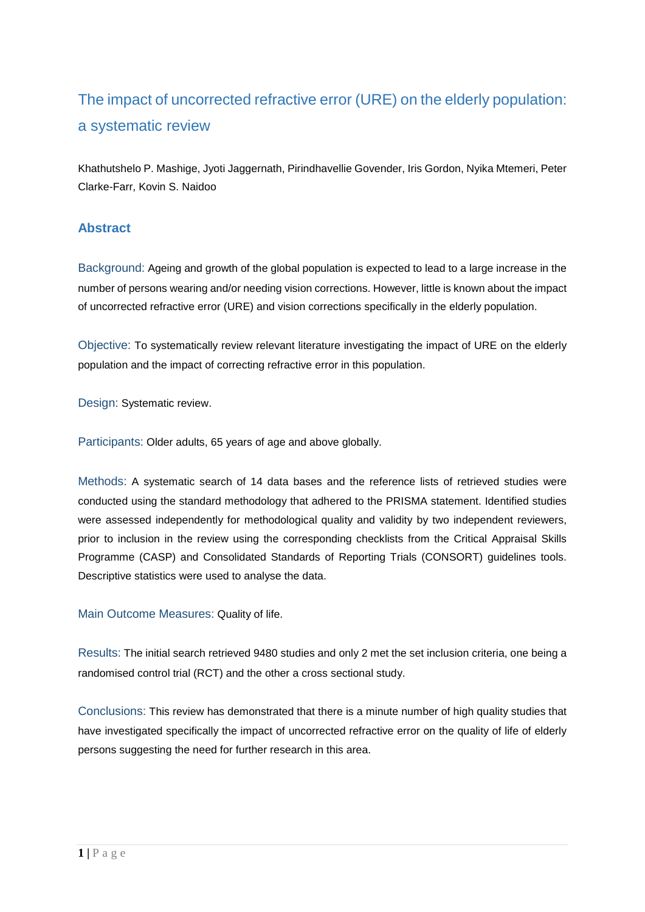# The impact of uncorrected refractive error (URE) on the elderly population: a systematic review

Khathutshelo P. Mashige, Jyoti Jaggernath, Pirindhavellie Govender, Iris Gordon, Nyika Mtemeri, Peter Clarke-Farr, Kovin S. Naidoo

## Abstract

Background: Ageing and growth of the global population is expected to lead to a large increase in the number of persons wearing and/or needing vision corrections. However, little is known about the impact of uncorrected refractive error (URE) and vision corrections specifically in the elderly population.

Objective: To systematically review relevant literature investigating the impact of URE on the elderly population and the impact of correcting refractive error in this population.

Design: Systematic review.

Participants: Older adults, 65 years of age and above globally.

Methods: A systematic search of 14 data bases and the reference lists of retrieved studies were conducted using the standard methodology that adhered to the PRISMA statement. Identified studies were assessed independently for methodological quality and validity by two independent reviewers, prior to inclusion in the review using the corresponding checklists from the Critical Appraisal Skills Programme (CASP) and Consolidated Standards of Reporting Trials (CONSORT) guidelines tools. Descriptive statistics were used to analyse the data.

Main Outcome Measures: Quality of life.

Results: The initial search retrieved 9480 studies and only 2 met the set inclusion criteria, one being a randomised control trial (RCT) and the other a cross sectional study.

Conclusions: This review has demonstrated that there is a minute number of high quality studies that have investigated specifically the impact of uncorrected refractive error on the quality of life of elderly persons suggesting the need for further research in this area.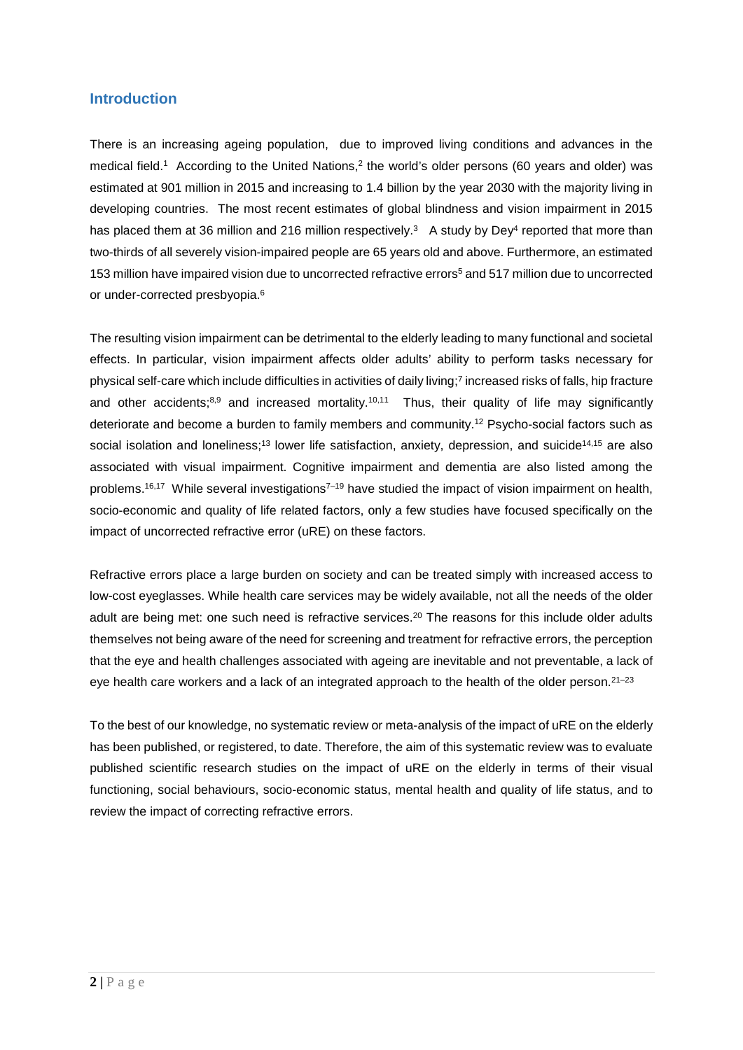## Introduction

There is an increasing ageing population, due to improved living conditions and advances in the medical field.[1] According to the United Nations,[2] the world's older persons (60 years and older) was estimated at 901 million in 2015 and increasing to 1.4 billion by the year 2030 with the majority living in developing countries. The most recent estimates of global blindness and vision impairment in 2015 has placed them at 36 million and 216 million respectively.[3] A study by Dey[4] reported that more than two-thirds of all severely vision-impaired people are 65 years old and above. Furthermore, an estimated 153 million have impaired vision due to uncorrected refractive errors[5] and 517 million due to uncorrected or under-corrected presbyopia.[6]

The resulting vision impairment can be detrimental to the elderly leading to many functional and societal effects. In particular, vision impairment affects older adults' ability to perform tasks necessary for physical self-care which include difficulties in activities of daily living;[7] increased risks of falls, hip fracture and other accidents;[8,9] and increased mortality.[10,11] Thus, their quality of life may significantly deteriorate and become a burden to family members and community.[12] Psycho-social factors such as social isolation and loneliness;[13] lower life satisfaction, anxiety, depression, and suicide[14,15] are also associated with visual impairment. Cognitive impairment and dementia are also listed among the problems.[16,17] While several investigations[7–19] have studied the impact of vision impairment on health, socio-economic and quality of life related factors, only a few studies have focused specifically on the impact of uncorrected refractive error (uRE) on these factors.

Refractive errors place a large burden on society and can be treated simply with increased access to low-cost eyeglasses. While health care services may be widely available, not all the needs of the older adult are being met: one such need is refractive services.[20] The reasons for this include older adults themselves not being aware of the need for screening and treatment for refractive errors, the perception that the eye and health challenges associated with ageing are inevitable and not preventable, a lack of eye health care workers and a lack of an integrated approach to the health of the older person.[21–23]

To the best of our knowledge, no systematic review or meta-analysis of the impact of uRE on the elderly has been published, or registered, to date. Therefore, the aim of this systematic review was to evaluate published scientific research studies on the impact of uRE on the elderly in terms of their visual functioning, social behaviours, socio-economic status, mental health and quality of life status, and to review the impact of correcting refractive errors.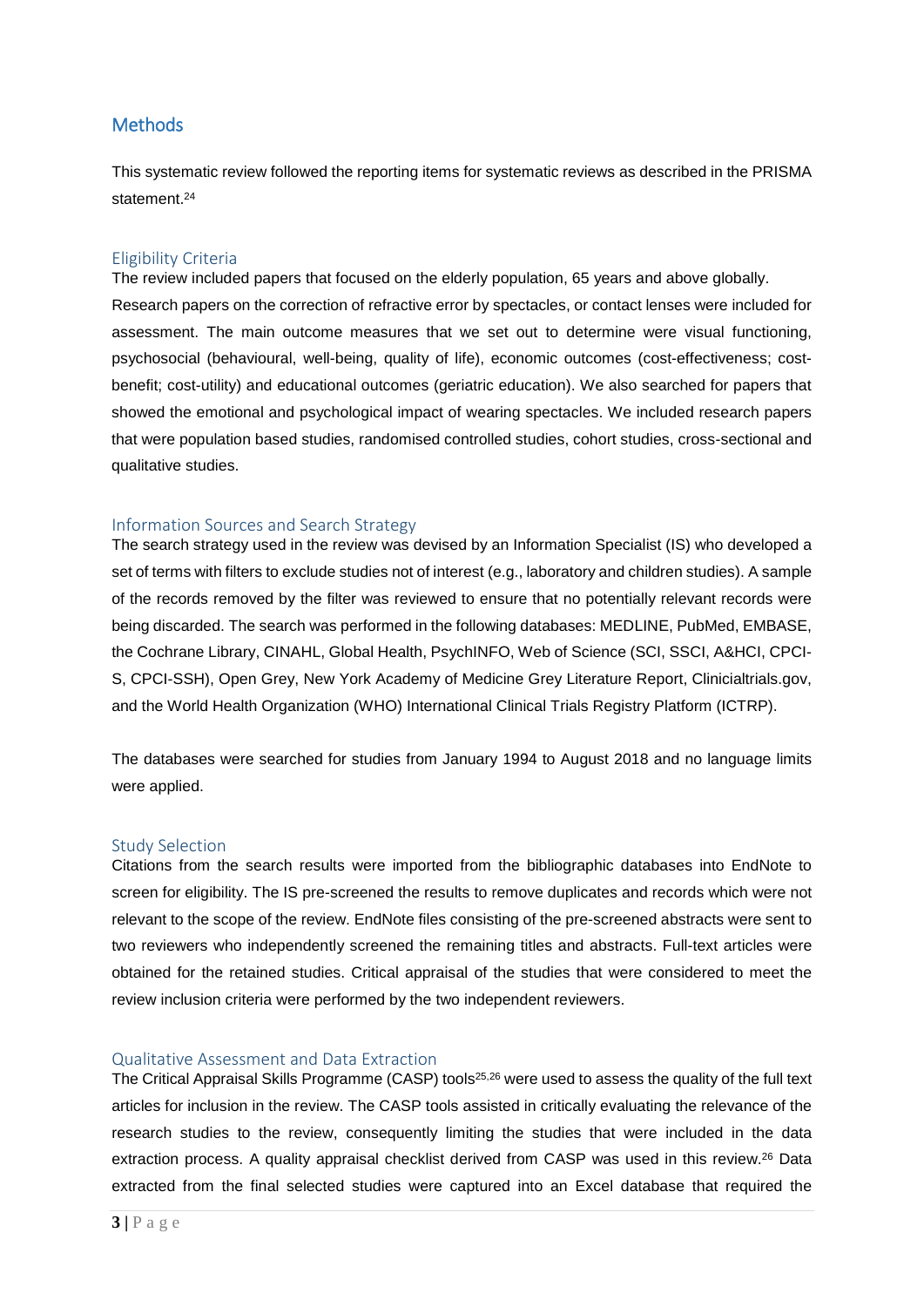## Methods

This systematic review followed the reporting items for systematic reviews as described in the PRISMA statement.[24]

### Eligibility Criteria

The review included papers that focused on the elderly population, 65 years and above globally. Research papers on the correction of refractive error by spectacles, or contact lenses were included for assessment. The main outcome measures that we set out to determine were visual functioning, psychosocial (behavioural, well-being, quality of life), economic outcomes (cost-effectiveness; cost-benefit; cost-utility) and educational outcomes (geriatric education). We also searched for papers that showed the emotional and psychological impact of wearing spectacles. We included research papers that were population based studies, randomised controlled studies, cohort studies, cross-sectional and qualitative studies.

### Information Sources and Search Strategy

The search strategy used in the review was devised by an Information Specialist (IS) who developed a set of terms with filters to exclude studies not of interest (e.g., laboratory and children studies). A sample of the records removed by the filter was reviewed to ensure that no potentially relevant records were being discarded. The search was performed in the following databases: MEDLINE, PubMed, EMBASE, the Cochrane Library, CINAHL, Global Health, PsychINFO, Web of Science (SCI, SSCI, A&HCI, CPCI-S, CPCI-SSH), Open Grey, New York Academy of Medicine Grey Literature Report, Clinicialtrials.gov, and the World Health Organization (WHO) International Clinical Trials Registry Platform (ICTRP).

The databases were searched for studies from January 1994 to August 2018 and no language limits were applied.

### Study Selection

Citations from the search results were imported from the bibliographic databases into EndNote to screen for eligibility. The IS pre-screened the results to remove duplicates and records which were not relevant to the scope of the review. EndNote files consisting of the pre-screened abstracts were sent to two reviewers who independently screened the remaining titles and abstracts. Full-text articles were obtained for the retained studies. Critical appraisal of the studies that were considered to meet the review inclusion criteria were performed by the two independent reviewers.

### Qualitative Assessment and Data Extraction

The Critical Appraisal Skills Programme (CASP) tools[25,26] were used to assess the quality of the full text articles for inclusion in the review. The CASP tools assisted in critically evaluating the relevance of the research studies to the review, consequently limiting the studies that were included in the data extraction process. A quality appraisal checklist derived from CASP was used in this review.[26] Data extracted from the final selected studies were captured into an Excel database that required the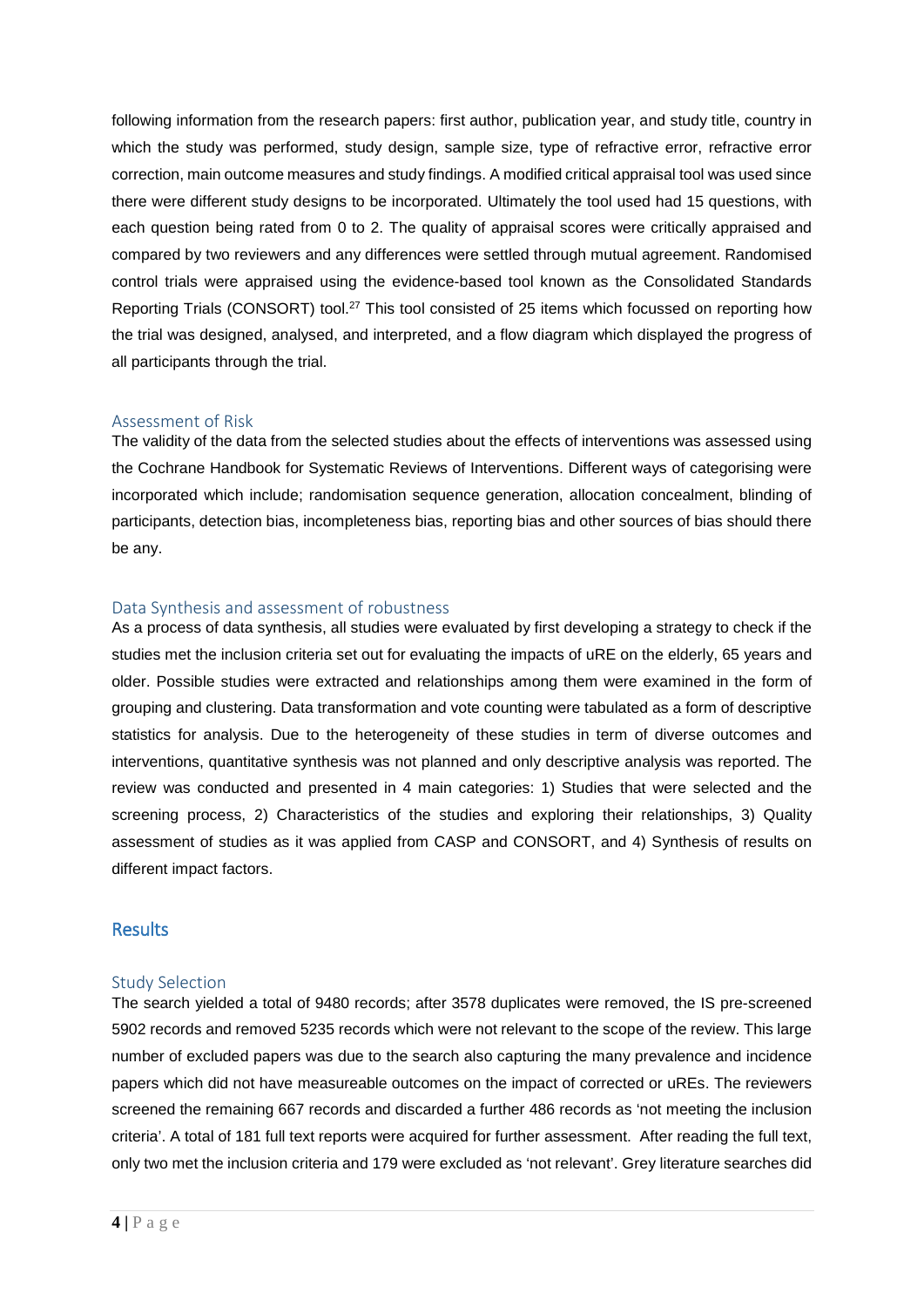following information from the research papers: first author, publication year, and study title, country in which the study was performed, study design, sample size, type of refractive error, refractive error correction, main outcome measures and study findings. A modified critical appraisal tool was used since there were different study designs to be incorporated. Ultimately the tool used had 15 questions, with each question being rated from 0 to 2. The quality of appraisal scores were critically appraised and compared by two reviewers and any differences were settled through mutual agreement. Randomised control trials were appraised using the evidence-based tool known as the Consolidated Standards Reporting Trials (CONSORT) tool.[27] This tool consisted of 25 items which focussed on reporting how the trial was designed, analysed, and interpreted, and a flow diagram which displayed the progress of all participants through the trial.

### Assessment of Risk

The validity of the data from the selected studies about the effects of interventions was assessed using the Cochrane Handbook for Systematic Reviews of Interventions. Different ways of categorising were incorporated which include; randomisation sequence generation, allocation concealment, blinding of participants, detection bias, incompleteness bias, reporting bias and other sources of bias should there be any.

### Data Synthesis and assessment of robustness

As a process of data synthesis, all studies were evaluated by first developing a strategy to check if the studies met the inclusion criteria set out for evaluating the impacts of uRE on the elderly, 65 years and older. Possible studies were extracted and relationships among them were examined in the form of grouping and clustering. Data transformation and vote counting were tabulated as a form of descriptive statistics for analysis. Due to the heterogeneity of these studies in term of diverse outcomes and interventions, quantitative synthesis was not planned and only descriptive analysis was reported. The review was conducted and presented in 4 main categories: 1) Studies that were selected and the screening process, 2) Characteristics of the studies and exploring their relationships, 3) Quality assessment of studies as it was applied from CASP and CONSORT, and 4) Synthesis of results on different impact factors.

## Results

### Study Selection

The search yielded a total of 9480 records; after 3578 duplicates were removed, the IS pre-screened 5902 records and removed 5235 records which were not relevant to the scope of the review. This large number of excluded papers was due to the search also capturing the many prevalence and incidence papers which did not have measureable outcomes on the impact of corrected or uREs. The reviewers screened the remaining 667 records and discarded a further 486 records as 'not meeting the inclusion criteria'. A total of 181 full text reports were acquired for further assessment. After reading the full text, only two met the inclusion criteria and 179 were excluded as 'not relevant'. Grey literature searches did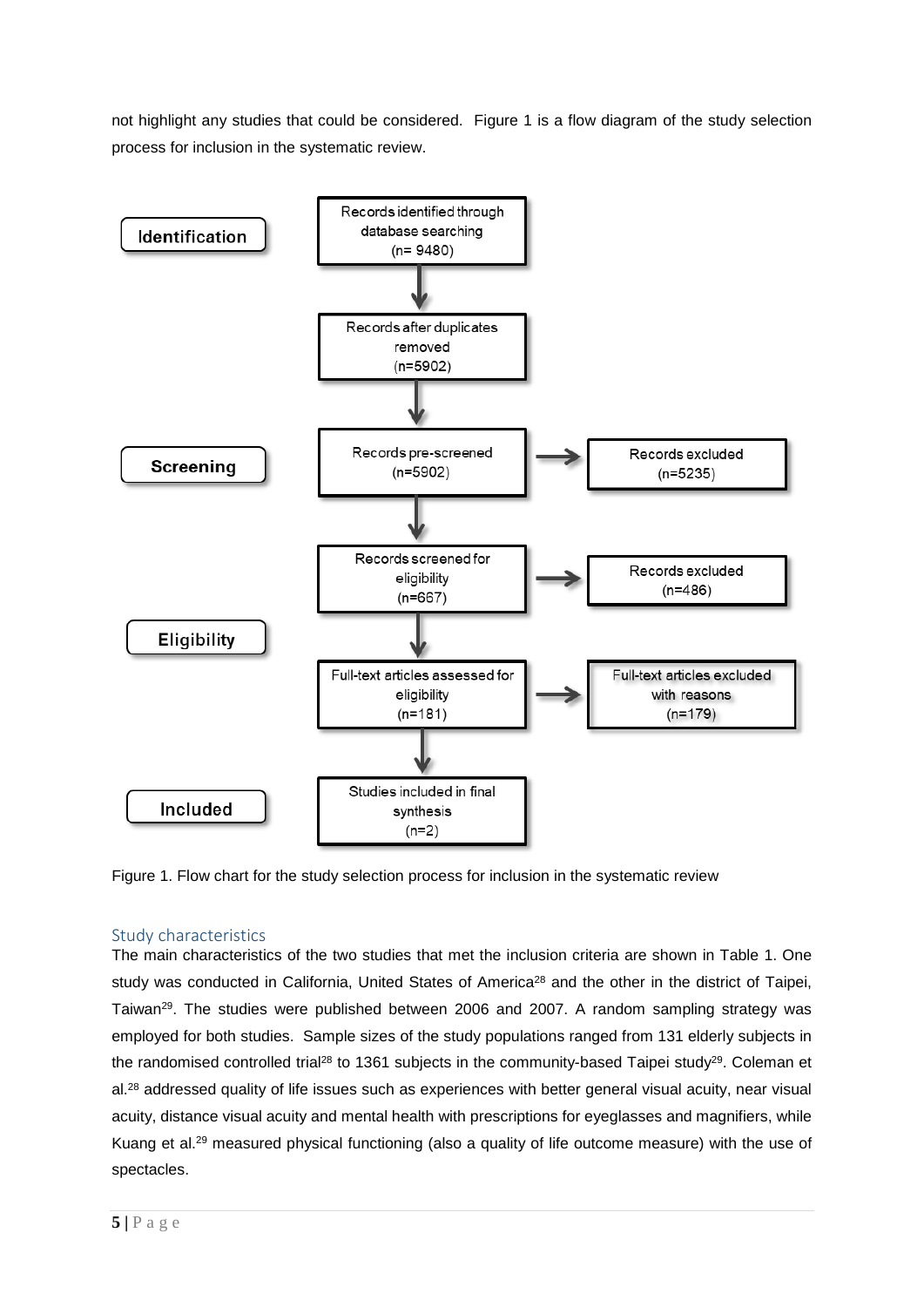not highlight any studies that could be considered. Figure 1 is a flow diagram of the study selection process for inclusion in the systematic review.

**Identification**

- Records identified through database searching (n= 9480)
- Records after duplicates removed (n=5902)

**Screening**

- Records pre-screened (n=5902) → Records excluded (n=5235)
- Records screened for eligibility (n=667) → Records excluded (n=486)

**Eligibility**

- Full-text articles assessed for eligibility (n=181) → Full-text articles excluded with reasons (n=179)

**Included**

- Studies included in final synthesis (n=2)

Figure 1. Flow chart for the study selection process for inclusion in the systematic review

## Study characteristics

The main characteristics of the two studies that met the inclusion criteria are shown in Table 1. One study was conducted in California, United States of America[28] and the other in the district of Taipei, Taiwan[29]. The studies were published between 2006 and 2007. A random sampling strategy was employed for both studies. Sample sizes of the study populations ranged from 131 elderly subjects in the randomised controlled trial[28] to 1361 subjects in the community-based Taipei study[29]. Coleman et al.[28] addressed quality of life issues such as experiences with better general visual acuity, near visual acuity, distance visual acuity and mental health with prescriptions for eyeglasses and magnifiers, while Kuang et al.[29] measured physical functioning (also a quality of life outcome measure) with the use of spectacles.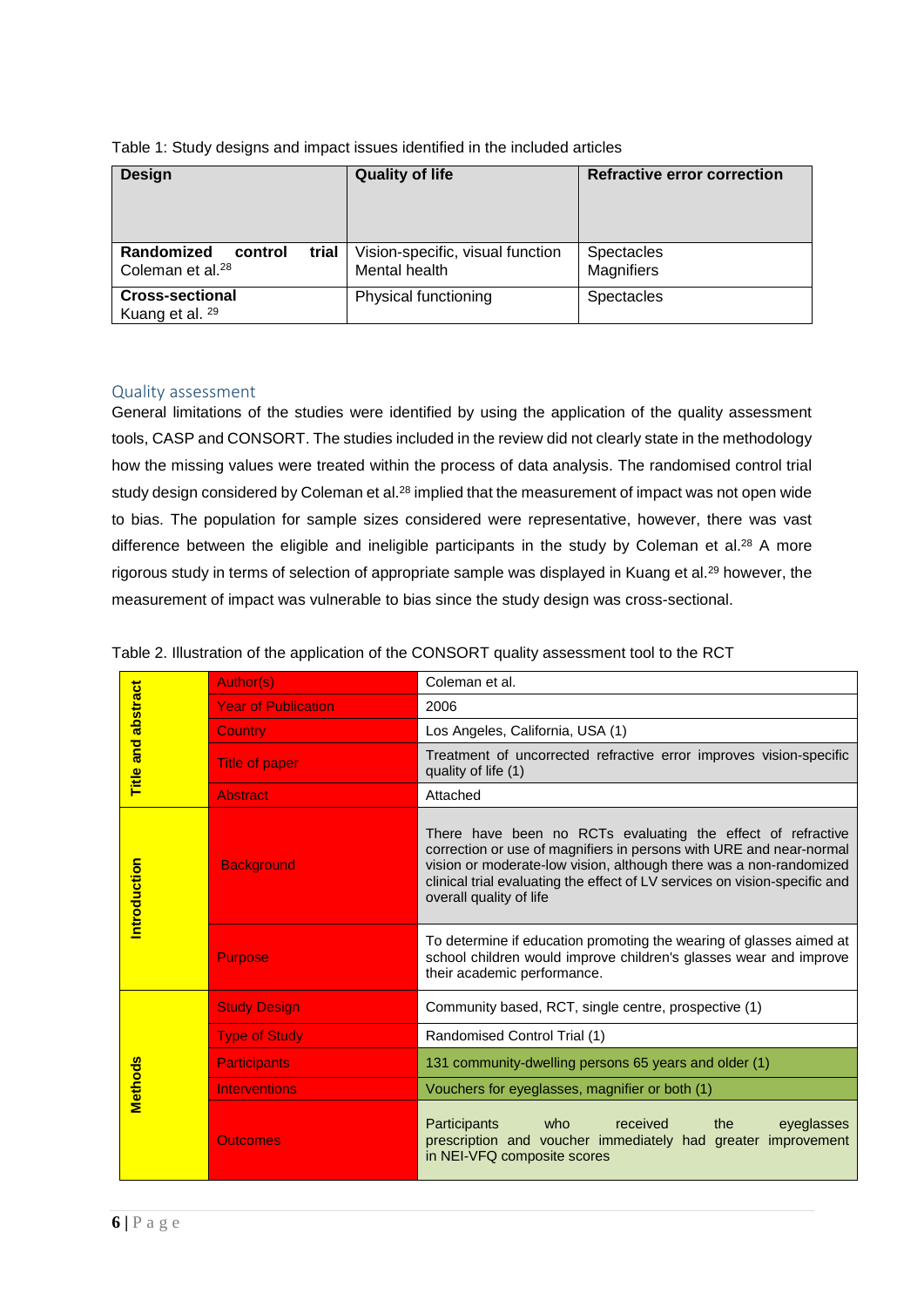Table 1: Study designs and impact issues identified in the included articles

| Design | Quality of life | Refractive error correction |
|---|---|---|
| **Randomized control trial** Coleman et al.[28] | Vision-specific, visual function<br>Mental health | Spectacles<br>Magnifiers |
| **Cross-sectional** Kuang et al. [29] | Physical functioning | Spectacles |

## Quality assessment

General limitations of the studies were identified by using the application of the quality assessment tools, CASP and CONSORT. The studies included in the review did not clearly state in the methodology how the missing values were treated within the process of data analysis. The randomised control trial study design considered by Coleman et al.[28] implied that the measurement of impact was not open wide to bias. The population for sample sizes considered were representative, however, there was vast difference between the eligible and ineligible participants in the study by Coleman et al.[28] A more rigorous study in terms of selection of appropriate sample was displayed in Kuang et al.[29] however, the measurement of impact was vulnerable to bias since the study design was cross-sectional.

Table 2. Illustration of the application of the CONSORT quality assessment tool to the RCT

| Section | Item | Details |
|---|---|---|
| Title and abstract | Author(s) | Coleman et al. |
| | Year of Publication | 2006 |
| | Country | Los Angeles, California, USA (1) |
| | Title of paper | Treatment of uncorrected refractive error improves vision-specific quality of life (1) |
| | Abstract | Attached |
| Introduction | Background | There have been no RCTs evaluating the effect of refractive correction or use of magnifiers in persons with URE and near-normal vision or moderate-low vision, although there was a non-randomized clinical trial evaluating the effect of LV services on vision-specific and overall quality of life |
| | Purpose | To determine if education promoting the wearing of glasses aimed at school children would improve children's glasses wear and improve their academic performance. |
| Methods | Study Design | Community based, RCT, single centre, prospective (1) |
| | Type of Study | Randomised Control Trial (1) |
| | Participants | 131 community-dwelling persons 65 years and older (1) |
| | Interventions | Vouchers for eyeglasses, magnifier or both (1) |
| | Outcomes | Participants who received the eyeglasses prescription and voucher immediately had greater improvement in NEI-VFQ composite scores |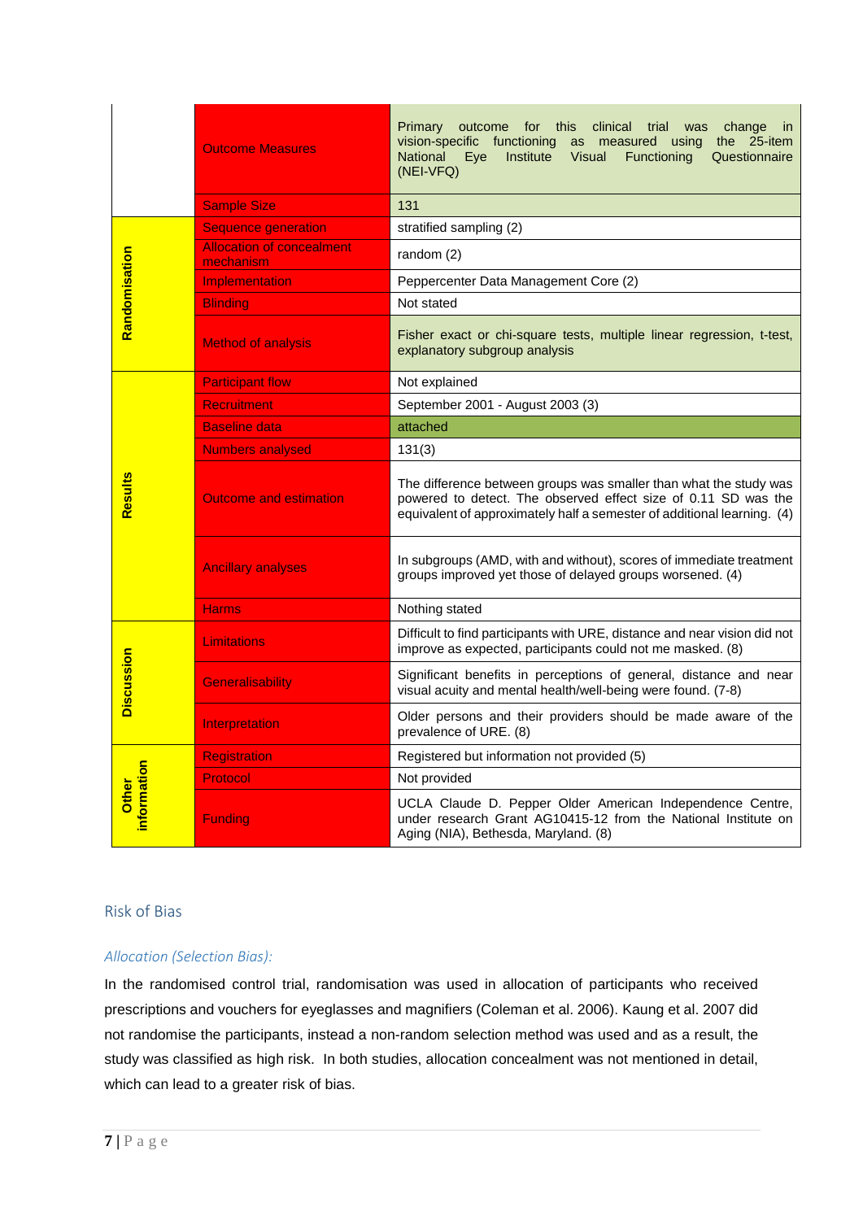| | | |
|---|---|---|
| | Outcome Measures | Primary outcome for this clinical trial was change in vision-specific functioning as measured using the 25-item National Eye Institute Visual Functioning Questionnaire (NEI-VFQ) |
| | Sample Size | 131 |
| Randomisation | Sequence generation | stratified sampling (2) |
| | Allocation of concealment mechanism | random (2) |
| | Implementation | Peppercenter Data Management Core (2) |
| | Blinding | Not stated |
| | Method of analysis | Fisher exact or chi-square tests, multiple linear regression, t-test, explanatory subgroup analysis |
| Results | Participant flow | Not explained |
| | Recruitment | September 2001 - August 2003 (3) |
| | Baseline data | attached |
| | Numbers analysed | 131(3) |
| | Outcome and estimation | The difference between groups was smaller than what the study was powered to detect. The observed effect size of 0.11 SD was the equivalent of approximately half a semester of additional learning. (4) |
| | Ancillary analyses | In subgroups (AMD, with and without), scores of immediate treatment groups improved yet those of delayed groups worsened. (4) |
| | Harms | Nothing stated |
| Discussion | Limitations | Difficult to find participants with URE, distance and near vision did not improve as expected, participants could not me masked. (8) |
| | Generalisability | Significant benefits in perceptions of general, distance and near visual acuity and mental health/well-being were found. (7-8) |
| | Interpretation | Older persons and their providers should be made aware of the prevalence of URE. (8) |
| Other information | Registration | Registered but information not provided (5) |
| | Protocol | Not provided |
| | Funding | UCLA Claude D. Pepper Older American Independence Centre, under research Grant AG10415-12 from the National Institute on Aging (NIA), Bethesda, Maryland. (8) |

## Risk of Bias

### *Allocation (Selection Bias):*

In the randomised control trial, randomisation was used in allocation of participants who received prescriptions and vouchers for eyeglasses and magnifiers (Coleman et al. 2006). Kaung et al. 2007 did not randomise the participants, instead a non-random selection method was used and as a result, the study was classified as high risk. In both studies, allocation concealment was not mentioned in detail, which can lead to a greater risk of bias.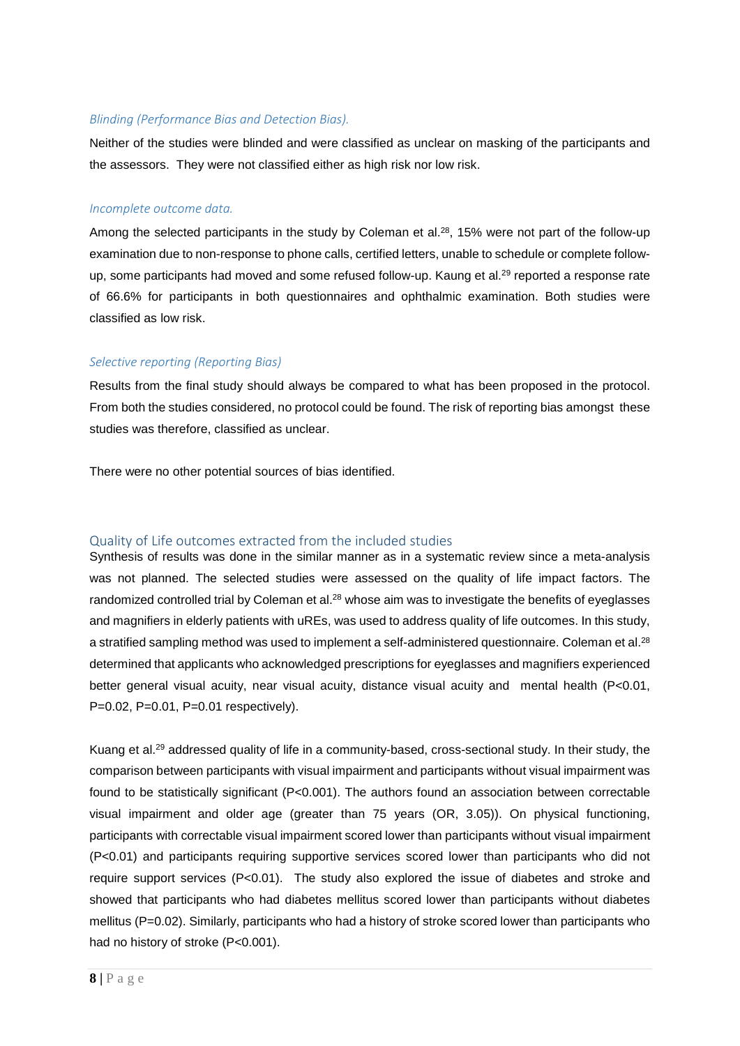### *Blinding (Performance Bias and Detection Bias).*

Neither of the studies were blinded and were classified as unclear on masking of the participants and the assessors. They were not classified either as high risk nor low risk.

### *Incomplete outcome data.*

Among the selected participants in the study by Coleman et al.[28], 15% were not part of the follow-up examination due to non-response to phone calls, certified letters, unable to schedule or complete follow-up, some participants had moved and some refused follow-up. Kaung et al.[29] reported a response rate of 66.6% for participants in both questionnaires and ophthalmic examination. Both studies were classified as low risk.

### *Selective reporting (Reporting Bias)*

Results from the final study should always be compared to what has been proposed in the protocol. From both the studies considered, no protocol could be found. The risk of reporting bias amongst these studies was therefore, classified as unclear.

There were no other potential sources of bias identified.

## Quality of Life outcomes extracted from the included studies

Synthesis of results was done in the similar manner as in a systematic review since a meta-analysis was not planned. The selected studies were assessed on the quality of life impact factors. The randomized controlled trial by Coleman et al.[28] whose aim was to investigate the benefits of eyeglasses and magnifiers in elderly patients with uREs, was used to address quality of life outcomes. In this study, a stratified sampling method was used to implement a self-administered questionnaire. Coleman et al.[28] determined that applicants who acknowledged prescriptions for eyeglasses and magnifiers experienced better general visual acuity, near visual acuity, distance visual acuity and mental health ($P<0.01$, $P=0.02$, $P=0.01$, $P=0.01$ respectively).

Kuang et al.[29] addressed quality of life in a community-based, cross-sectional study. In their study, the comparison between participants with visual impairment and participants without visual impairment was found to be statistically significant ($P<0.001$). The authors found an association between correctable visual impairment and older age (greater than 75 years (OR, 3.05)). On physical functioning, participants with correctable visual impairment scored lower than participants without visual impairment ($P<0.01$) and participants requiring supportive services scored lower than participants who did not require support services ($P<0.01$). The study also explored the issue of diabetes and stroke and showed that participants who had diabetes mellitus scored lower than participants without diabetes mellitus ($P=0.02$). Similarly, participants who had a history of stroke scored lower than participants who had no history of stroke ($P<0.001$).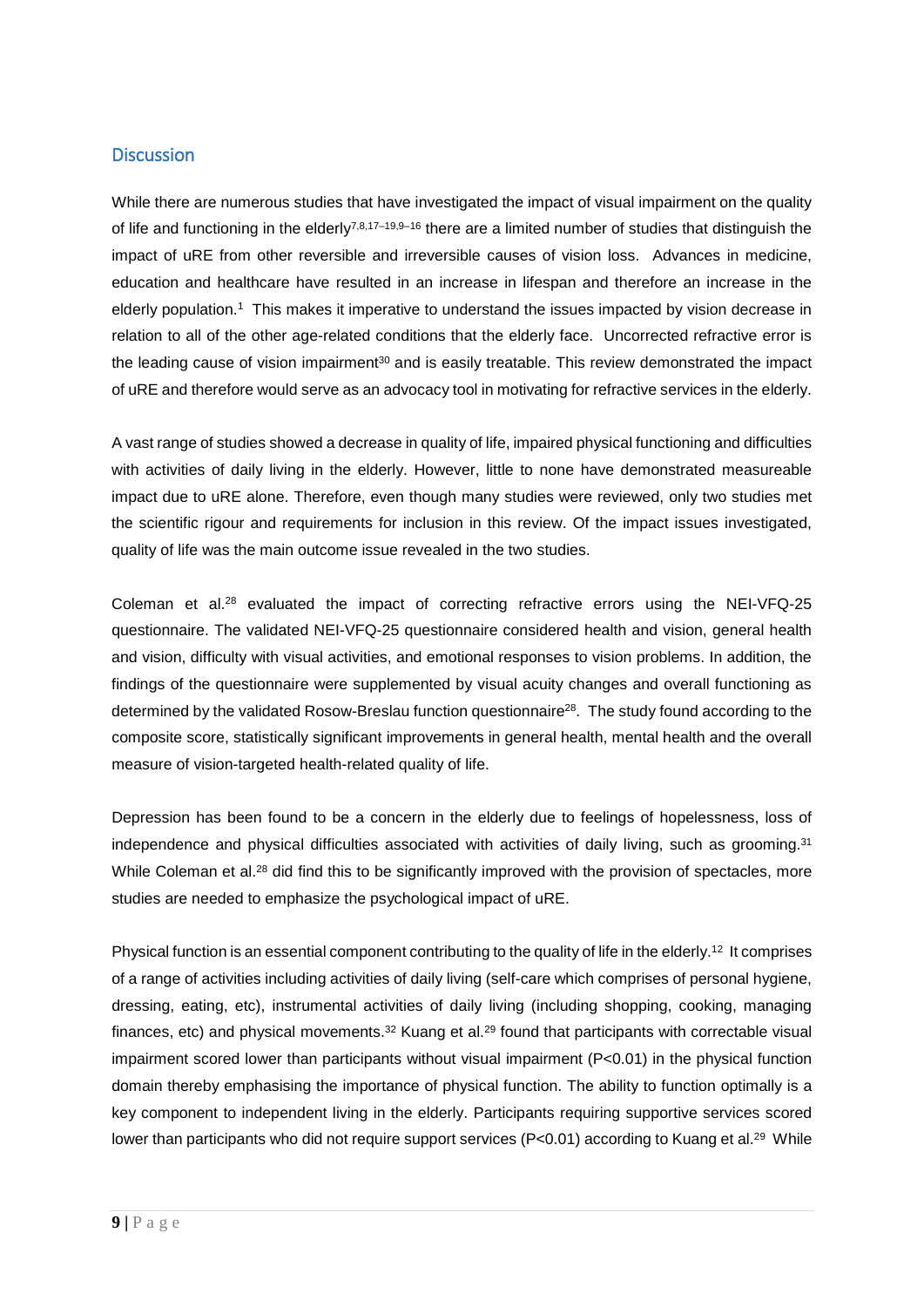## Discussion

While there are numerous studies that have investigated the impact of visual impairment on the quality of life and functioning in the elderly[7,8,17–19,9–16] there are a limited number of studies that distinguish the impact of uRE from other reversible and irreversible causes of vision loss. Advances in medicine, education and healthcare have resulted in an increase in lifespan and therefore an increase in the elderly population.[1] This makes it imperative to understand the issues impacted by vision decrease in relation to all of the other age-related conditions that the elderly face. Uncorrected refractive error is the leading cause of vision impairment[30] and is easily treatable. This review demonstrated the impact of uRE and therefore would serve as an advocacy tool in motivating for refractive services in the elderly.

A vast range of studies showed a decrease in quality of life, impaired physical functioning and difficulties with activities of daily living in the elderly. However, little to none have demonstrated measureable impact due to uRE alone. Therefore, even though many studies were reviewed, only two studies met the scientific rigour and requirements for inclusion in this review. Of the impact issues investigated, quality of life was the main outcome issue revealed in the two studies.

Coleman et al.[28] evaluated the impact of correcting refractive errors using the NEI-VFQ-25 questionnaire. The validated NEI-VFQ-25 questionnaire considered health and vision, general health and vision, difficulty with visual activities, and emotional responses to vision problems. In addition, the findings of the questionnaire were supplemented by visual acuity changes and overall functioning as determined by the validated Rosow-Breslau function questionnaire[28]. The study found according to the composite score, statistically significant improvements in general health, mental health and the overall measure of vision-targeted health-related quality of life.

Depression has been found to be a concern in the elderly due to feelings of hopelessness, loss of independence and physical difficulties associated with activities of daily living, such as grooming.[31] While Coleman et al.[28] did find this to be significantly improved with the provision of spectacles, more studies are needed to emphasize the psychological impact of uRE.

Physical function is an essential component contributing to the quality of life in the elderly.[12] It comprises of a range of activities including activities of daily living (self-care which comprises of personal hygiene, dressing, eating, etc), instrumental activities of daily living (including shopping, cooking, managing finances, etc) and physical movements.[32] Kuang et al.[29] found that participants with correctable visual impairment scored lower than participants without visual impairment ($P<0.01$) in the physical function domain thereby emphasising the importance of physical function. The ability to function optimally is a key component to independent living in the elderly. Participants requiring supportive services scored lower than participants who did not require support services ($P<0.01$) according to Kuang et al.[29] While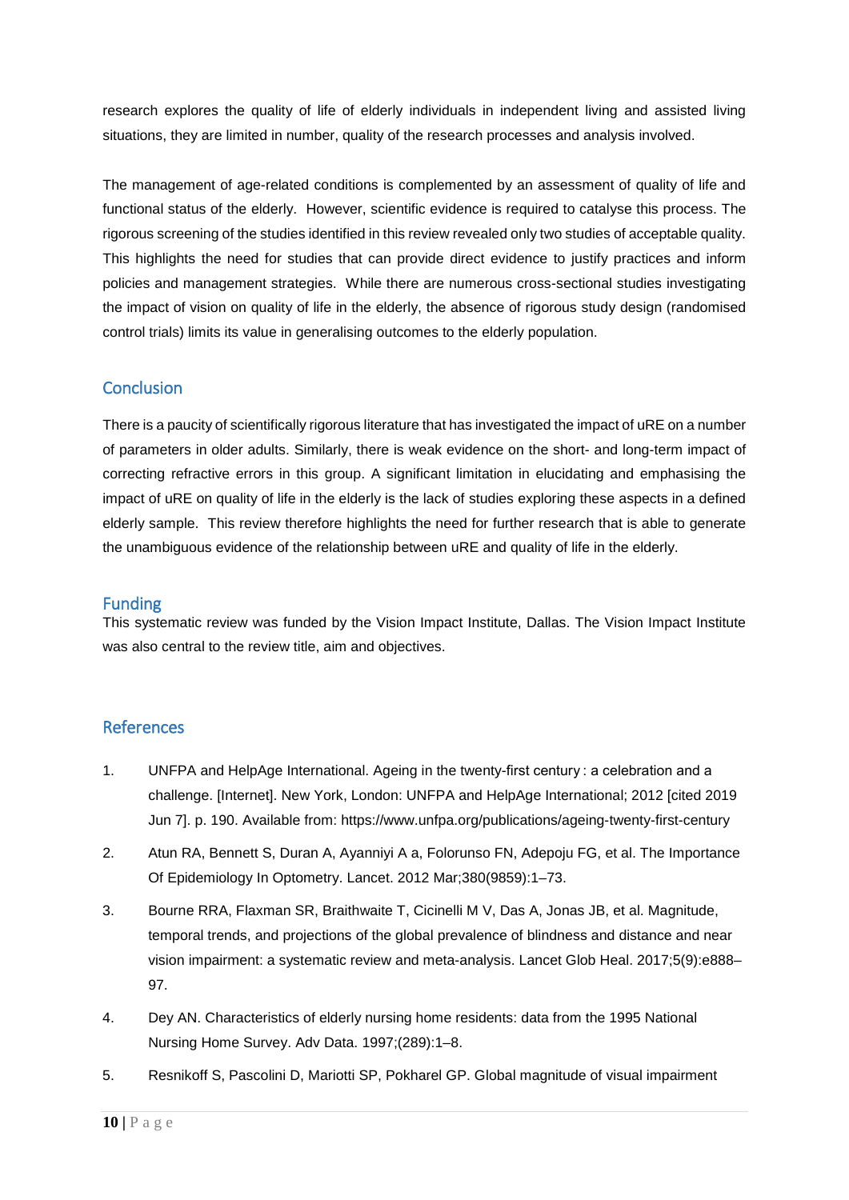research explores the quality of life of elderly individuals in independent living and assisted living situations, they are limited in number, quality of the research processes and analysis involved.

The management of age-related conditions is complemented by an assessment of quality of life and functional status of the elderly. However, scientific evidence is required to catalyse this process. The rigorous screening of the studies identified in this review revealed only two studies of acceptable quality. This highlights the need for studies that can provide direct evidence to justify practices and inform policies and management strategies. While there are numerous cross-sectional studies investigating the impact of vision on quality of life in the elderly, the absence of rigorous study design (randomised control trials) limits its value in generalising outcomes to the elderly population.

## Conclusion

There is a paucity of scientifically rigorous literature that has investigated the impact of uRE on a number of parameters in older adults. Similarly, there is weak evidence on the short- and long-term impact of correcting refractive errors in this group. A significant limitation in elucidating and emphasising the impact of uRE on quality of life in the elderly is the lack of studies exploring these aspects in a defined elderly sample. This review therefore highlights the need for further research that is able to generate the unambiguous evidence of the relationship between uRE and quality of life in the elderly.

## Funding

This systematic review was funded by the Vision Impact Institute, Dallas. The Vision Impact Institute was also central to the review title, aim and objectives.

## References

1. UNFPA and HelpAge International. Ageing in the twenty-first century : a celebration and a challenge. [Internet]. New York, London: UNFPA and HelpAge International; 2012 [cited 2019 Jun 7]. p. 190. Available from: https://www.unfpa.org/publications/ageing-twenty-first-century
2. Atun RA, Bennett S, Duran A, Ayanniyi A a, Folorunso FN, Adepoju FG, et al. The Importance Of Epidemiology In Optometry. Lancet. 2012 Mar;380(9859):1–73.
3. Bourne RRA, Flaxman SR, Braithwaite T, Cicinelli M V, Das A, Jonas JB, et al. Magnitude, temporal trends, and projections of the global prevalence of blindness and distance and near vision impairment: a systematic review and meta-analysis. Lancet Glob Heal. 2017;5(9):e888–97.
4. Dey AN. Characteristics of elderly nursing home residents: data from the 1995 National Nursing Home Survey. Adv Data. 1997;(289):1–8.
5. Resnikoff S, Pascolini D, Mariotti SP, Pokharel GP. Global magnitude of visual impairment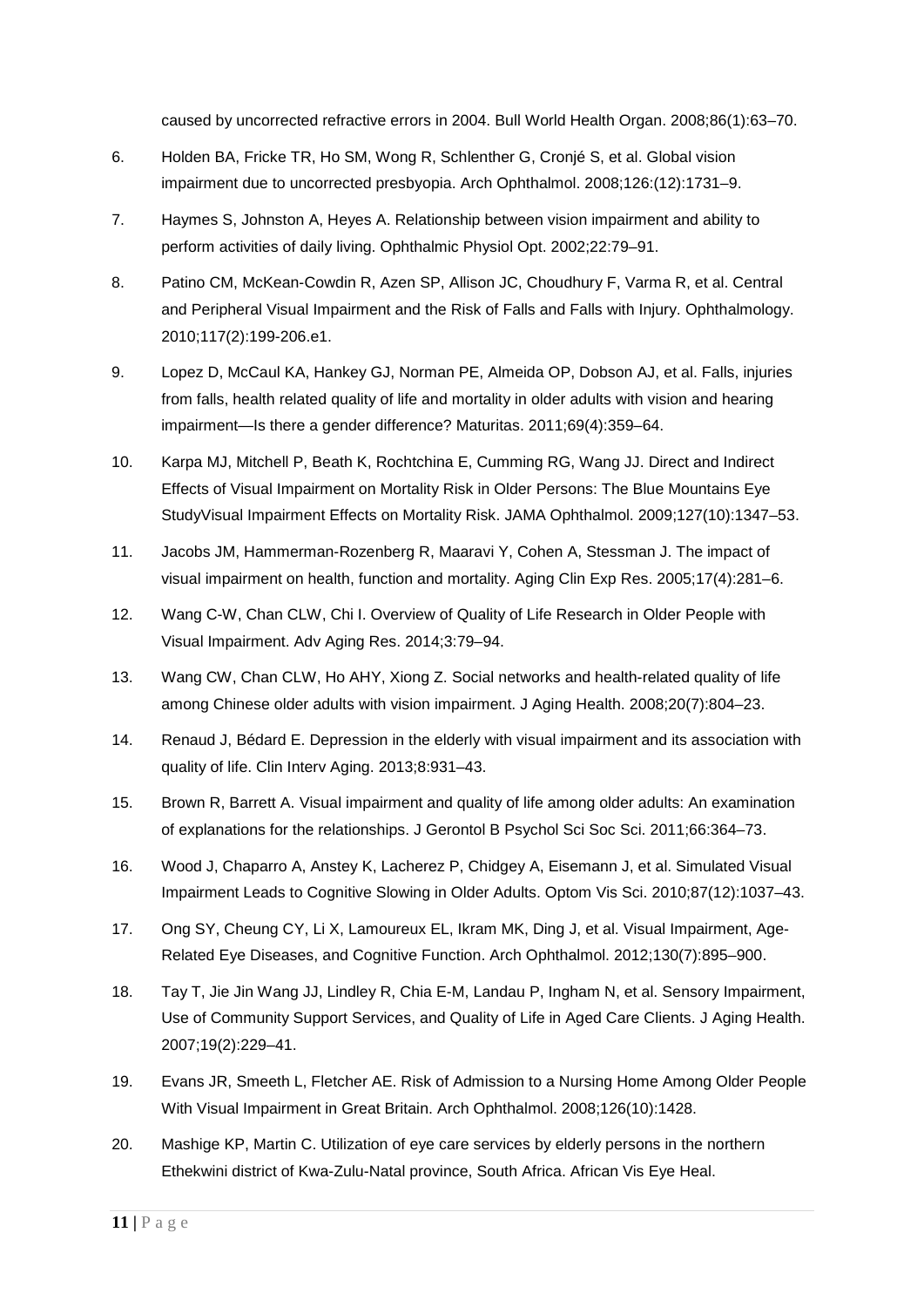caused by uncorrected refractive errors in 2004. Bull World Health Organ. 2008;86(1):63–70.

6. Holden BA, Fricke TR, Ho SM, Wong R, Schlenther G, Cronjé S, et al. Global vision impairment due to uncorrected presbyopia. Arch Ophthalmol. 2008;126:(12):1731–9.
7. Haymes S, Johnston A, Heyes A. Relationship between vision impairment and ability to perform activities of daily living. Ophthalmic Physiol Opt. 2002;22:79–91.
8. Patino CM, McKean-Cowdin R, Azen SP, Allison JC, Choudhury F, Varma R, et al. Central and Peripheral Visual Impairment and the Risk of Falls and Falls with Injury. Ophthalmology. 2010;117(2):199-206.e1.
9. Lopez D, McCaul KA, Hankey GJ, Norman PE, Almeida OP, Dobson AJ, et al. Falls, injuries from falls, health related quality of life and mortality in older adults with vision and hearing impairment—Is there a gender difference? Maturitas. 2011;69(4):359–64.
10. Karpa MJ, Mitchell P, Beath K, Rochtchina E, Cumming RG, Wang JJ. Direct and Indirect Effects of Visual Impairment on Mortality Risk in Older Persons: The Blue Mountains Eye StudyVisual Impairment Effects on Mortality Risk. JAMA Ophthalmol. 2009;127(10):1347–53.
11. Jacobs JM, Hammerman-Rozenberg R, Maaravi Y, Cohen A, Stessman J. The impact of visual impairment on health, function and mortality. Aging Clin Exp Res. 2005;17(4):281–6.
12. Wang C-W, Chan CLW, Chi I. Overview of Quality of Life Research in Older People with Visual Impairment. Adv Aging Res. 2014;3:79–94.
13. Wang CW, Chan CLW, Ho AHY, Xiong Z. Social networks and health-related quality of life among Chinese older adults with vision impairment. J Aging Health. 2008;20(7):804–23.
14. Renaud J, Bédard E. Depression in the elderly with visual impairment and its association with quality of life. Clin Interv Aging. 2013;8:931–43.
15. Brown R, Barrett A. Visual impairment and quality of life among older adults: An examination of explanations for the relationships. J Gerontol B Psychol Sci Soc Sci. 2011;66:364–73.
16. Wood J, Chaparro A, Anstey K, Lacherez P, Chidgey A, Eisemann J, et al. Simulated Visual Impairment Leads to Cognitive Slowing in Older Adults. Optom Vis Sci. 2010;87(12):1037–43.
17. Ong SY, Cheung CY, Li X, Lamoureux EL, Ikram MK, Ding J, et al. Visual Impairment, Age-Related Eye Diseases, and Cognitive Function. Arch Ophthalmol. 2012;130(7):895–900.
18. Tay T, Jie Jin Wang JJ, Lindley R, Chia E-M, Landau P, Ingham N, et al. Sensory Impairment, Use of Community Support Services, and Quality of Life in Aged Care Clients. J Aging Health. 2007;19(2):229–41.
19. Evans JR, Smeeth L, Fletcher AE. Risk of Admission to a Nursing Home Among Older People With Visual Impairment in Great Britain. Arch Ophthalmol. 2008;126(10):1428.
20. Mashige KP, Martin C. Utilization of eye care services by elderly persons in the northern Ethekwini district of Kwa-Zulu-Natal province, South Africa. African Vis Eye Heal.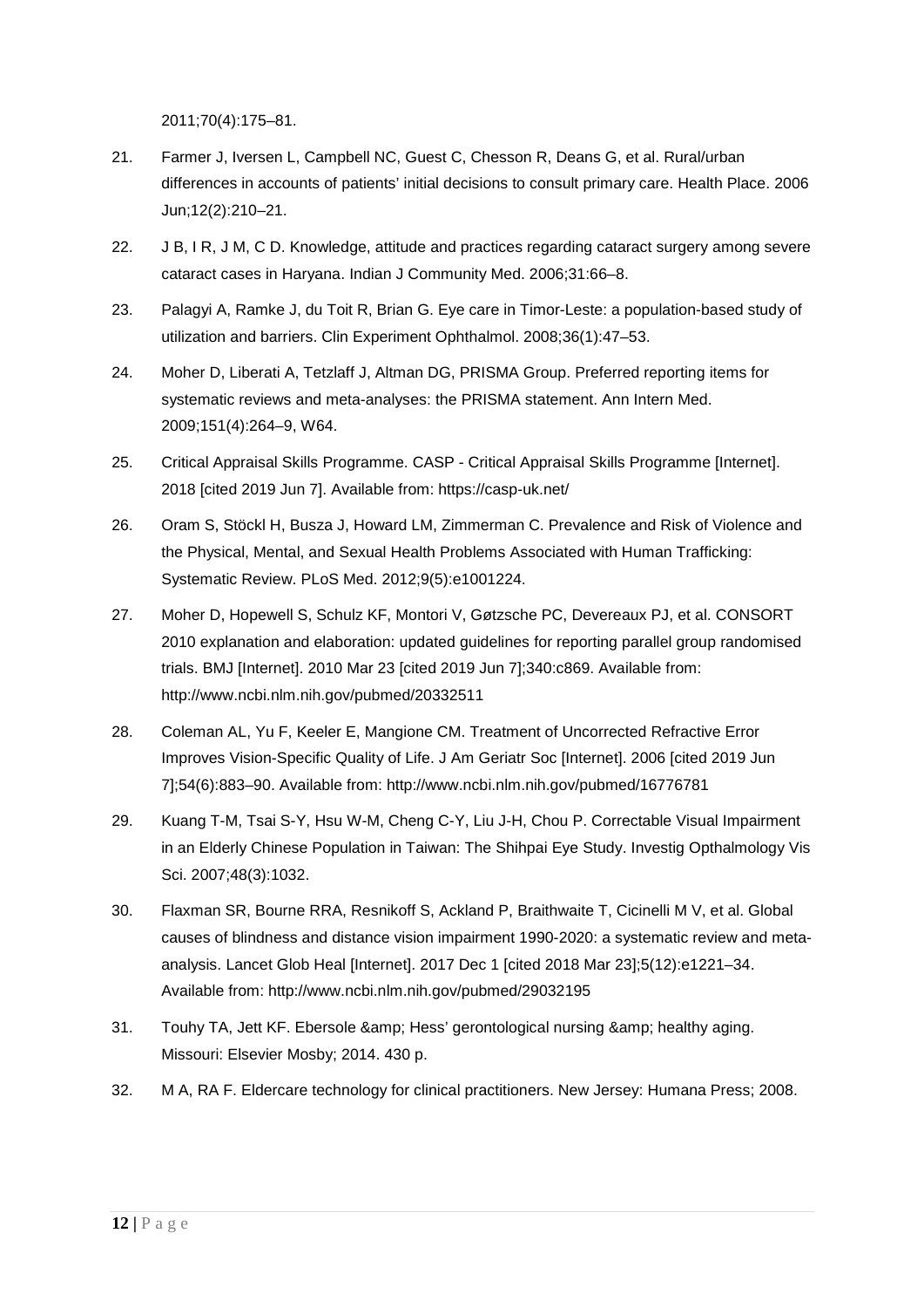2011;70(4):175–81.

21. Farmer J, Iversen L, Campbell NC, Guest C, Chesson R, Deans G, et al. Rural/urban differences in accounts of patients' initial decisions to consult primary care. Health Place. 2006 Jun;12(2):210–21.

22. J B, I R, J M, C D. Knowledge, attitude and practices regarding cataract surgery among severe cataract cases in Haryana. Indian J Community Med. 2006;31:66–8.

23. Palagyi A, Ramke J, du Toit R, Brian G. Eye care in Timor-Leste: a population-based study of utilization and barriers. Clin Experiment Ophthalmol. 2008;36(1):47–53.

24. Moher D, Liberati A, Tetzlaff J, Altman DG, PRISMA Group. Preferred reporting items for systematic reviews and meta-analyses: the PRISMA statement. Ann Intern Med. 2009;151(4):264–9, W64.

25. Critical Appraisal Skills Programme. CASP - Critical Appraisal Skills Programme [Internet]. 2018 [cited 2019 Jun 7]. Available from: https://casp-uk.net/

26. Oram S, Stöckl H, Busza J, Howard LM, Zimmerman C. Prevalence and Risk of Violence and the Physical, Mental, and Sexual Health Problems Associated with Human Trafficking: Systematic Review. PLoS Med. 2012;9(5):e1001224.

27. Moher D, Hopewell S, Schulz KF, Montori V, Gøtzsche PC, Devereaux PJ, et al. CONSORT 2010 explanation and elaboration: updated guidelines for reporting parallel group randomised trials. BMJ [Internet]. 2010 Mar 23 [cited 2019 Jun 7];340:c869. Available from: http://www.ncbi.nlm.nih.gov/pubmed/20332511

28. Coleman AL, Yu F, Keeler E, Mangione CM. Treatment of Uncorrected Refractive Error Improves Vision-Specific Quality of Life. J Am Geriatr Soc [Internet]. 2006 [cited 2019 Jun 7];54(6):883–90. Available from: http://www.ncbi.nlm.nih.gov/pubmed/16776781

29. Kuang T-M, Tsai S-Y, Hsu W-M, Cheng C-Y, Liu J-H, Chou P. Correctable Visual Impairment in an Elderly Chinese Population in Taiwan: The Shihpai Eye Study. Investig Opthalmology Vis Sci. 2007;48(3):1032.

30. Flaxman SR, Bourne RRA, Resnikoff S, Ackland P, Braithwaite T, Cicinelli M V, et al. Global causes of blindness and distance vision impairment 1990-2020: a systematic review and meta-analysis. Lancet Glob Heal [Internet]. 2017 Dec 1 [cited 2018 Mar 23];5(12):e1221–34. Available from: http://www.ncbi.nlm.nih.gov/pubmed/29032195

31. Touhy TA, Jett KF. Ebersole &amp; Hess' gerontological nursing &amp; healthy aging. Missouri: Elsevier Mosby; 2014. 430 p.

32. M A, RA F. Eldercare technology for clinical practitioners. New Jersey: Humana Press; 2008.